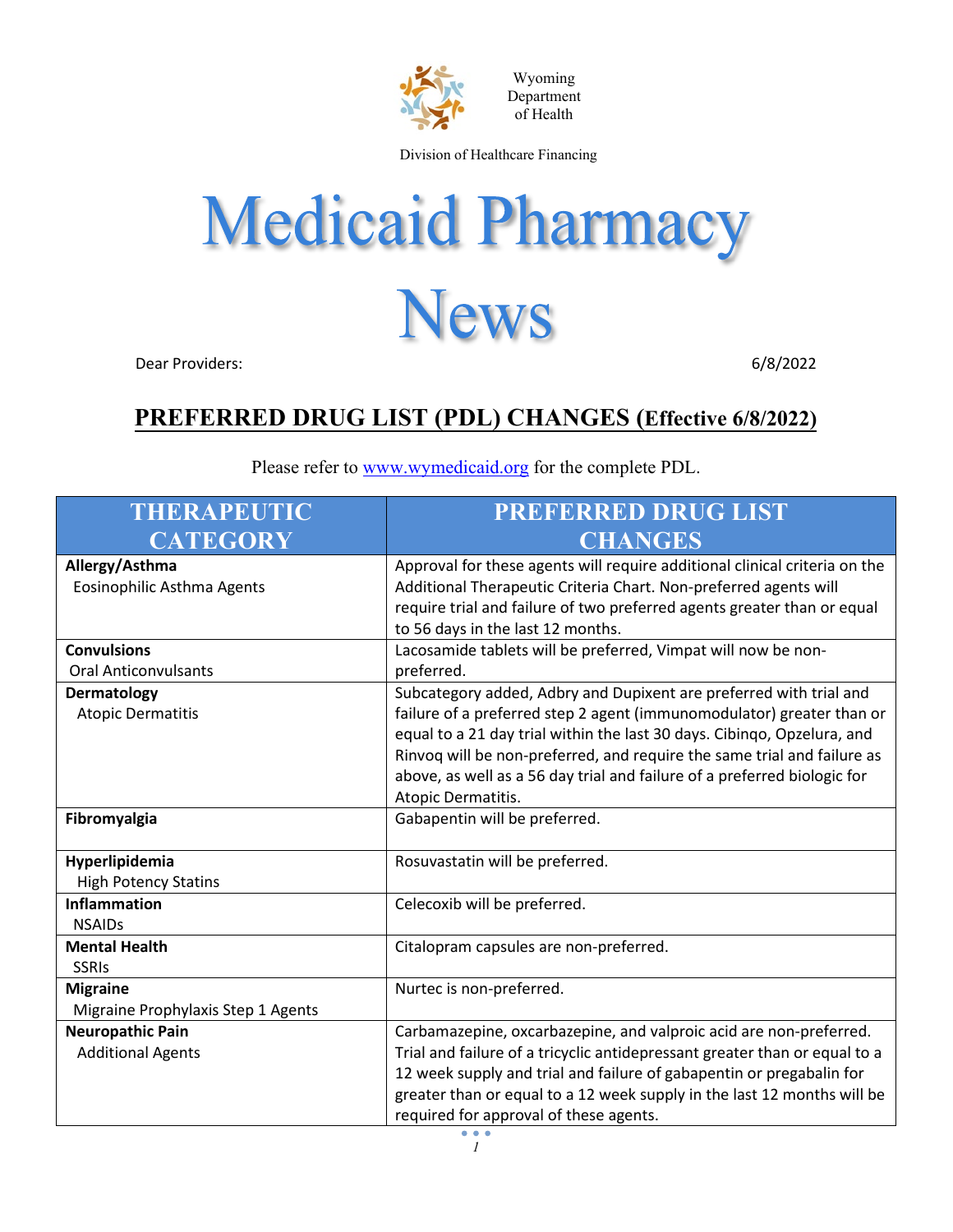Wyoming Department of Health

Division of Healthcare Financing

# Medicaid Pharmacy News

Dear Providers: 6/8/2022

## PREFERRED DRUG LIST (PDL) CHANGES (Effective 6/8/2022)

Please refer to www.wymedicaid.org for the complete PDL.

| THERAPEUTIC CATEGORY | PREFERRED DRUG LIST CHANGES |
|---|---|
| **Allergy/Asthma**<br>Eosinophilic Asthma Agents | Approval for these agents will require additional clinical criteria on the Additional Therapeutic Criteria Chart. Non-preferred agents will require trial and failure of two preferred agents greater than or equal to 56 days in the last 12 months. |
| **Convulsions**<br>Oral Anticonvulsants | Lacosamide tablets will be preferred, Vimpat will now be non-preferred. |
| **Dermatology**<br>Atopic Dermatitis | Subcategory added, Adbry and Dupixent are preferred with trial and failure of a preferred step 2 agent (immunomodulator) greater than or equal to a 21 day trial within the last 30 days. Cibinqo, Opzelura, and Rinvoq will be non-preferred, and require the same trial and failure as above, as well as a 56 day trial and failure of a preferred biologic for Atopic Dermatitis. |
| **Fibromyalgia** | Gabapentin will be preferred. |
| **Hyperlipidemia**<br>High Potency Statins | Rosuvastatin will be preferred. |
| **Inflammation**<br>NSAIDs | Celecoxib will be preferred. |
| **Mental Health**<br>SSRIs | Citalopram capsules are non-preferred. |
| **Migraine**<br>Migraine Prophylaxis Step 1 Agents | Nurtec is non-preferred. |
| **Neuropathic Pain**<br>Additional Agents | Carbamazepine, oxcarbazepine, and valproic acid are non-preferred. Trial and failure of a tricyclic antidepressant greater than or equal to a 12 week supply and trial and failure of gabapentin or pregabalin for greater than or equal to a 12 week supply in the last 12 months will be required for approval of these agents. |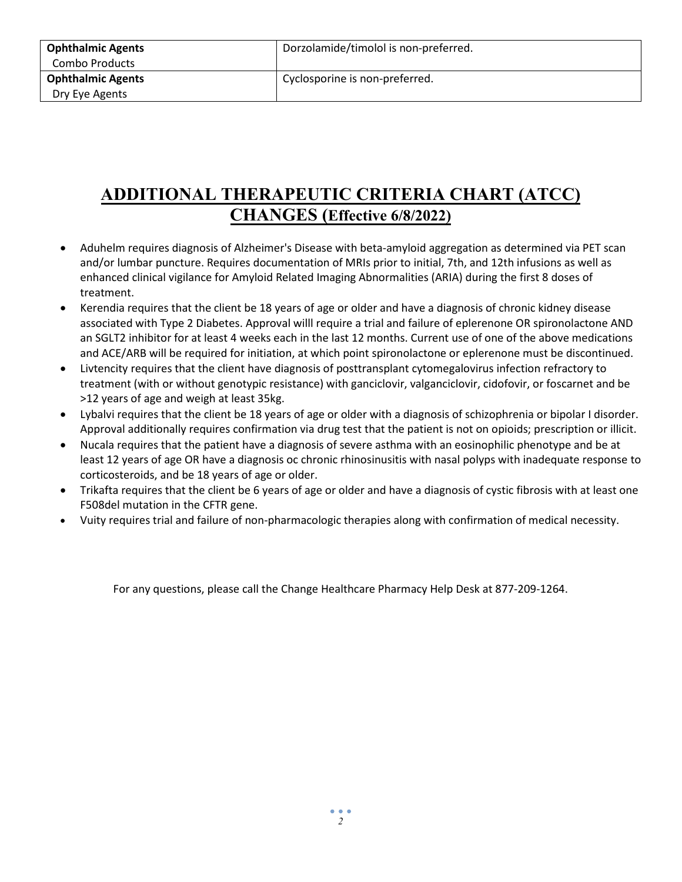| | |
|---|---|
| **Ophthalmic Agents** Combo Products | Dorzolamide/timolol is non-preferred. |
| **Ophthalmic Agents** Dry Eye Agents | Cyclosporine is non-preferred. |

## ADDITIONAL THERAPEUTIC CRITERIA CHART (ATCC) CHANGES (Effective 6/8/2022)

- Aduhelm requires diagnosis of Alzheimer's Disease with beta-amyloid aggregation as determined via PET scan and/or lumbar puncture. Requires documentation of MRIs prior to initial, 7th, and 12th infusions as well as enhanced clinical vigilance for Amyloid Related Imaging Abnormalities (ARIA) during the first 8 doses of treatment.
- Kerendia requires that the client be 18 years of age or older and have a diagnosis of chronic kidney disease associated with Type 2 Diabetes. Approval willl require a trial and failure of eplerenone OR spironolactone AND an SGLT2 inhibitor for at least 4 weeks each in the last 12 months. Current use of one of the above medications and ACE/ARB will be required for initiation, at which point spironolactone or eplerenone must be discontinued.
- Livtencity requires that the client have diagnosis of posttransplant cytomegalovirus infection refractory to treatment (with or without genotypic resistance) with ganciclovir, valganciclovir, cidofovir, or foscarnet and be >12 years of age and weigh at least 35kg.
- Lybalvi requires that the client be 18 years of age or older with a diagnosis of schizophrenia or bipolar I disorder. Approval additionally requires confirmation via drug test that the patient is not on opioids; prescription or illicit.
- Nucala requires that the patient have a diagnosis of severe asthma with an eosinophilic phenotype and be at least 12 years of age OR have a diagnosis oc chronic rhinosinusitis with nasal polyps with inadequate response to corticosteroids, and be 18 years of age or older.
- Trikafta requires that the client be 6 years of age or older and have a diagnosis of cystic fibrosis with at least one F508del mutation in the CFTR gene.
- Vuity requires trial and failure of non-pharmacologic therapies along with confirmation of medical necessity.

For any questions, please call the Change Healthcare Pharmacy Help Desk at 877-209-1264.